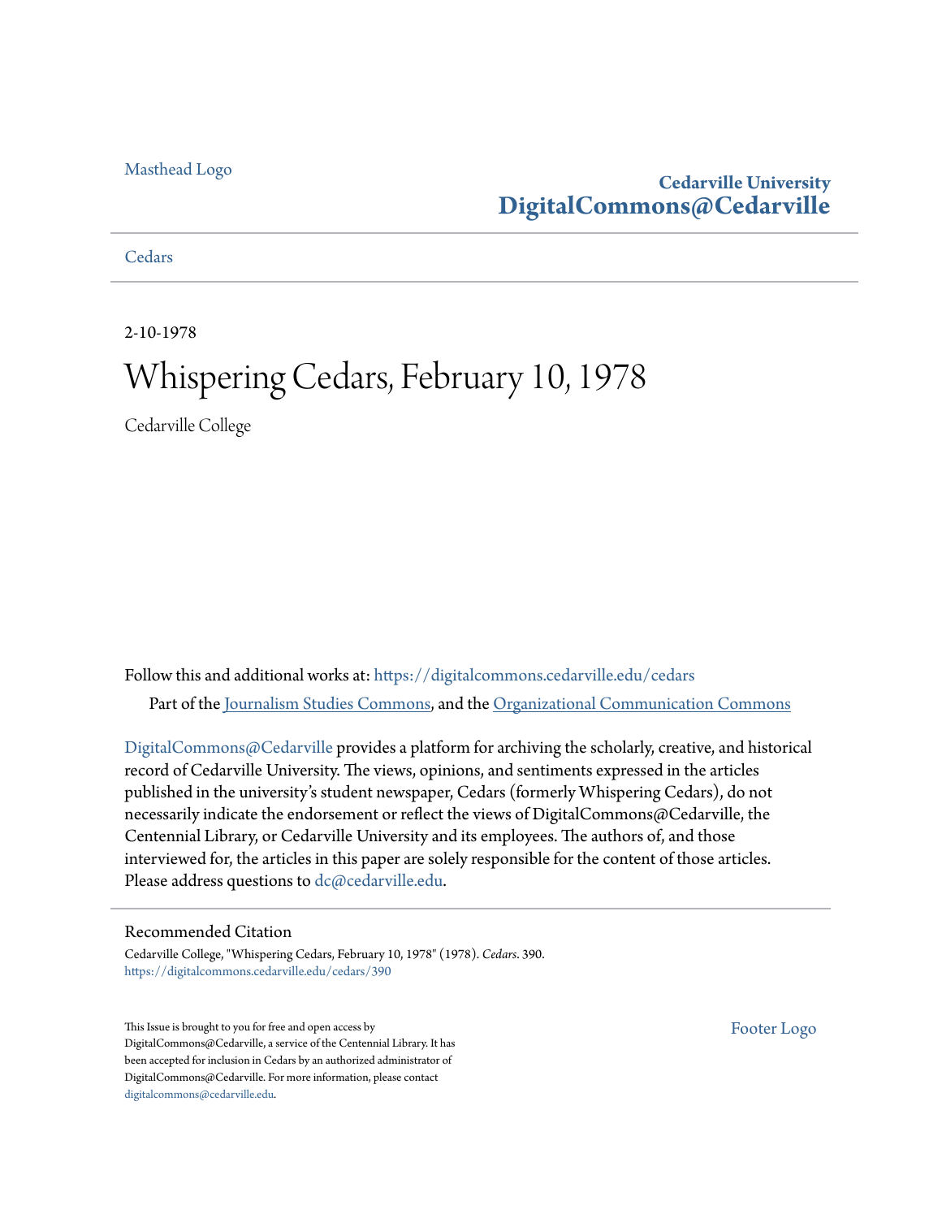Masthead Logo

**Cedarville University**
**DigitalCommons@Cedarville**

Cedars

2-10-1978

# Whispering Cedars, February 10, 1978

Cedarville College

Follow this and additional works at: https://digitalcommons.cedarville.edu/cedars

Part of the Journalism Studies Commons, and the Organizational Communication Commons

DigitalCommons@Cedarville provides a platform for archiving the scholarly, creative, and historical record of Cedarville University. The views, opinions, and sentiments expressed in the articles published in the university's student newspaper, Cedars (formerly Whispering Cedars), do not necessarily indicate the endorsement or reflect the views of DigitalCommons@Cedarville, the Centennial Library, or Cedarville University and its employees. The authors of, and those interviewed for, the articles in this paper are solely responsible for the content of those articles. Please address questions to dc@cedarville.edu.

## Recommended Citation

Cedarville College, "Whispering Cedars, February 10, 1978" (1978). *Cedars*. 390.
https://digitalcommons.cedarville.edu/cedars/390

This Issue is brought to you for free and open access by DigitalCommons@Cedarville, a service of the Centennial Library. It has been accepted for inclusion in Cedars by an authorized administrator of DigitalCommons@Cedarville. For more information, please contact digitalcommons@cedarville.edu.

Footer Logo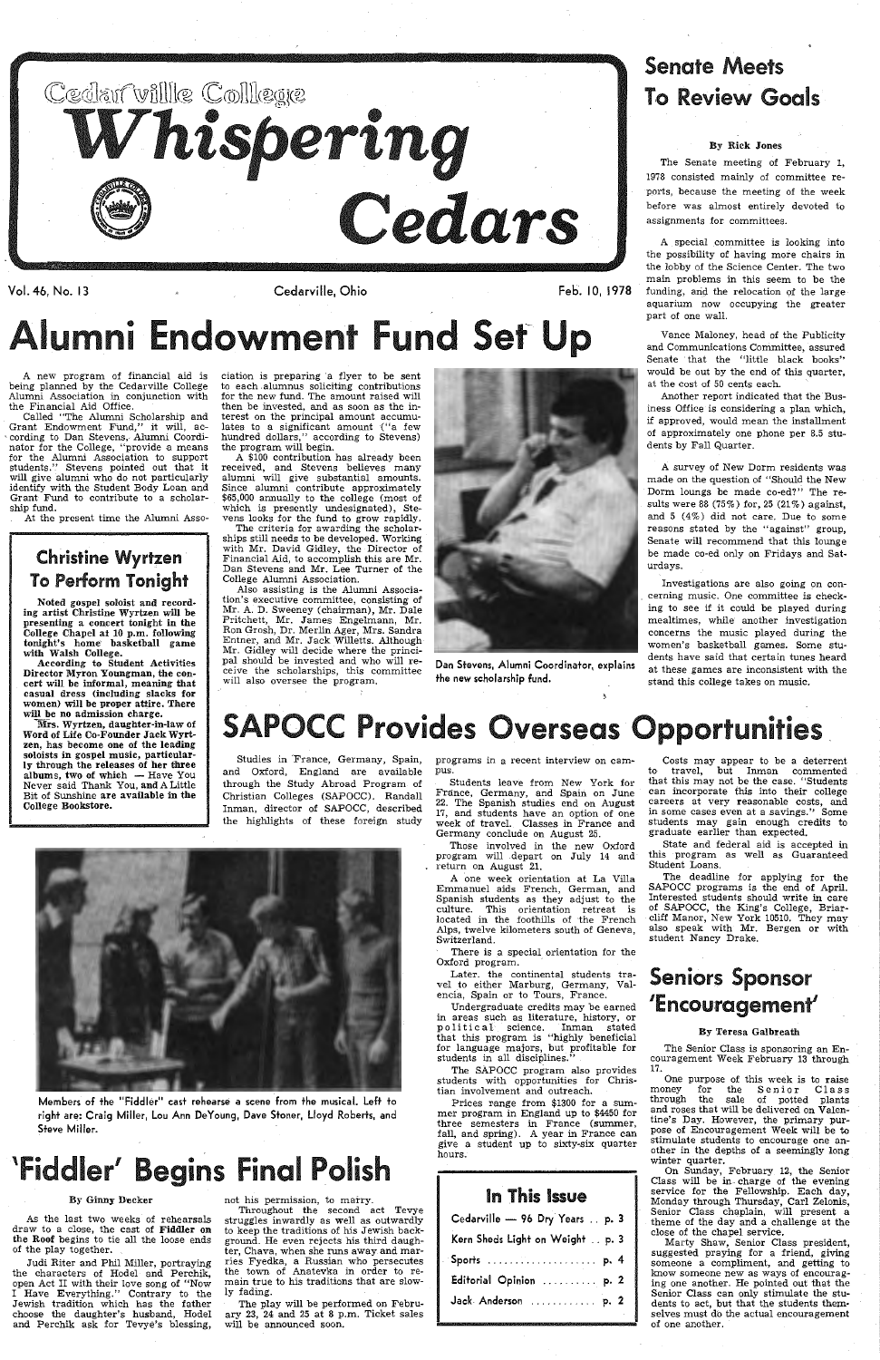# Cedarville College Whispering Cedars

Vol. 46, No. 13 — Cedarville, Ohio — Feb. 10, 1978

# Alumni Endowment Fund Set Up

A new program of financial aid is being planned by the Cedarville College Alumni Association in conjunction with the Financial Aid Office.

Called "The Alumni Scholarship and Grant Endowment Fund," it will, according to Dan Stevens, Alumni Coordinator for the College, "provide a means for the Alumni Association to support students." Stevens pointed out that it will give alumni who do not particularly identify with the Student Body Loan and Grant Fund to contribute to a scholarship fund.

At the present time the Alumni Association is preparing a flyer to be sent to each alumnus soliciting contributions for the new fund. The amount raised will then be invested, and as soon as the interest on the principal amount accumulates to a significant amount ("a few hundred dollars," according to Stevens) the program will begin.

A $100 contribution has already been received, and Stevens believes many alumni will give substantial amounts. Since alumni contribute approximately $65,000 annually to the college (most of which is presently undesignated), Stevens looks for the fund to grow rapidly.

The criteria for awarding the scholarships still needs to be developed. Working with Mr. David Gidley, the Director of Financial Aid, to accomplish this are Mr. Dan Stevens and Mr. Lee Turner of the College Alumni Association.

Also assisting is the Alumni Association's executive committee, consisting of Mr. A. D. Sweeney (chairman), Mr. Dale Pritchett, Mr. James Engelmann, Mr. Ron Grosh, Dr. Merlin Ager, Mrs. Sandra Entner, and Mr. Jack Willetts. Although Mr. Gidley will decide where the principal should be invested and who will receive the scholarships, this committee will also oversee the program.

Dan Stevens, Alumni Coordinator, explains the new scholarship fund.

## Christine Wyrtzen To Perform Tonight

**Noted gospel soloist and recording artist Christine Wyrtzen will be presenting a concert tonight in the College Chapel at 10 p.m. following tonight's home basketball game with Walsh College.**

**According to Student Activities Director Myron Youngman, the concert will be informal, meaning that casual dress (including slacks for women) will be proper attire. There will be no admission charge.**

**Mrs. Wyrtzen, daughter-in-law of Word of Life Co-Founder Jack Wyrtzen, has become one of the leading soloists in gospel music, particularly through the releases of her three albums, two of which — Have You Never said Thank You, and A Little Bit of Sunshine are available in the College Bookstore.**

# Senate Meets To Review Goals

By Rick Jones

The Senate meeting of February 1, 1978 consisted mainly of committee reports, because the meeting of the week before was almost entirely devoted to assignments for committees.

A special committee is looking into the possibility of having more chairs in the lobby of the Science Center. The two main problems in this seem to be the funding, and the relocation of the large aquarium now occupying the greater part of one wall.

Vance Maloney, head of the Publicity and Communications Committee, assured Senate that the "little black books" would be out by the end of this quarter, at the cost of 50 cents each.

Another report indicated that the Business Office is considering a plan which, if approved, would mean the installment of approximately one phone per 8.5 students by Fall Quarter.

A survey of New Dorm residents was made on the question of "Should the New Dorm lounges be made co-ed?" The results were 88 (75%) for, 25 (21%) against, and 5 (4%) did not care. Due to some reasons stated by the "against" group, Senate will recommend that this lounge be made co-ed only on Fridays and Saturdays.

Investigations are also going on concerning music. One committee is checking to see if it could be played during mealtimes, while another investigation concerns the music played during the women's basketball games. Some students have said that certain tunes heard at these games are inconsistent with the stand this college takes on music.

# SAPOCC Provides Overseas Opportunities

Studies in France, Germany, Spain, and Oxford, England are available through the Study Abroad Program of Christian Colleges (SAPOCC). Randall Inman, director of SAPOCC, described the highlights of these foreign study programs in a recent interview on campus.

Students leave from New York for France, Germany, and Spain on June 22. The Spanish studies end on August 17, and students have an option of one week of travel. Classes in France and Germany conclude on August 25.

Those involved in the new Oxford program will depart on July 14 and return on August 21.

A one week orientation at La Villa Emmanuel aids French, German, and Spanish students as they adjust to the culture. This orientation retreat is located in the foothills of the French Alps, twelve kilometers south of Geneva, Switzerland.

There is a special orientation for the Oxford program.

Later, the continental students travel to either Marburg, Germany, Valencia, Spain or to Tours, France.

Undergraduate credits may be earned in areas such as literature, history, or political science. Inman stated that this program is "highly beneficial for language majors, but profitable for students in all disciplines."

The SAPOCC program also provides students with opportunities for Christian involvement and outreach.

Prices range from $1300 for a summer program in England up to $4450 for three semesters in France (summer, fall, and spring). A year in France can give a student up to sixty-six quarter hours.

Costs may appear to be a deterrent to travel, but Inman commented that this may not be the case. "Students can incorporate this into their college careers at very reasonable costs, and in some cases even at a savings." Some students may gain enough credits to graduate earlier than expected.

State and federal aid is accepted in this program as well as Guaranteed Student Loans.

The deadline for applying for the SAPOCC programs is the end of April. Interested students should write in care of SAPOCC, the King's College, Briarcliff Manor, New York 10510. They may also speak with Mr. Bergen or with student Nancy Drake.

Members of the "Fiddler" cast rehearse a scene from the musical. Left to right are: Craig Miller, Lou Ann DeYoung, Dave Stoner, Lloyd Roberts, and Steve Miller.

# 'Fiddler' Begins Final Polish

By Ginny Decker

As the last two weeks of rehearsals draw to a close, the cast of **Fiddler on the Roof** begins to tie all the loose ends of the play together.

Judi Riter and Phil Miller, portraying the characters of Hodel and Perchik, open Act II with their love song of "Now I Have Everything." Contrary to the Jewish tradition which has the father choose the daughter's husband, Hodel and Perchik ask for Tevye's blessing, not his permission, to marry.

Throughout the second act Tevye struggles inwardly as well as outwardly to keep the traditions of his Jewish background. He even rejects his third daughter, Chava, when she runs away and marries Fyedka, a Russian who persecutes the town of Anatevka in order to remain true to his traditions that are slowly fading.

The play will be performed on February 23, 24 and 25 at 8 p.m. Ticket sales will be announced soon.

## In This Issue

| | |
|---|---|
| Cedarville — 96 Dry Years | p. 3 |
| Kern Sheds Light on Weight | p. 3 |
| Sports | p. 4 |
| Editorial Opinion | p. 2 |
| Jack Anderson | p. 2 |

# Seniors Sponsor 'Encouragement'

By Teresa Galbreath

The Senior Class is sponsoring an Encouragement Week February 13 through 17.

One purpose of this week is to raise money for the Senior Class through the sale of potted plants and roses that will be delivered on Valentine's Day. However, the primary purpose of Encouragement Week will be to stimulate students to encourage one another in the depths of a seemingly long winter quarter.

On Sunday, February 12, the Senior Class will be in charge of the evening service for the Fellowship. Each day, Monday through Thursday, Carl Zelonis, Senior Class chaplain, will present a theme of the day and a challenge at the close of the chapel service.

Marty Shaw, Senior Class president, suggested praying for a friend, giving someone a compliment, and getting to know someone new as ways of encouraging one another. He pointed out that the Senior Class can only stimulate the students to act, but that the students themselves must do the actual encouragement of one another.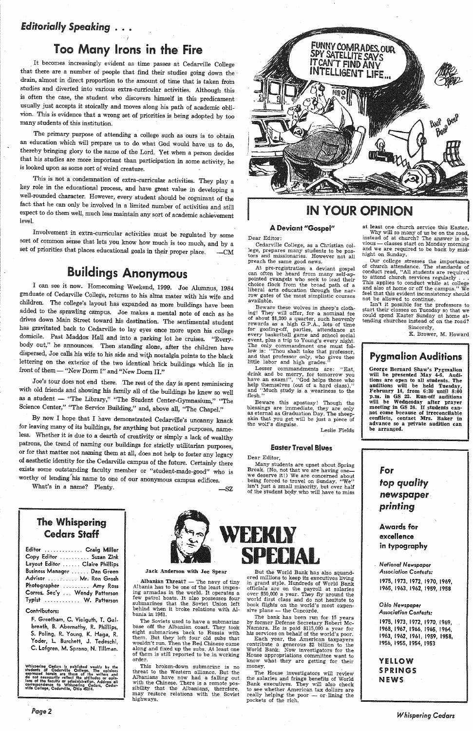## *Editorially Speaking . . .*

# Too Many Irons in the Fire

It becomes increasingly evident as time passes at Cedarville College that there are a number of people that find their studies going down the drain, almost in direct proportion to the amount of time that is taken from studies and diverted into various extra-curricular activities. Although this is often the case, the student who discovers himself in this predicament usually just accepts it stoically and moves along his path of academic oblivion. This is evidence that a wrong set of priorities is being adopted by too many students of this institution.

The primary purpose of attending a college such as ours is to obtain an education which will prepare us to do what God would have us to do, thereby bringing glory to the name of the Lord. Yet when a person decides that his studies are more important than participation in some activity, he is looked upon as some sort of weird creature.

This is not a condemnation of extra-curricular activities. They play a key role in the educational process, and have great value in developing a well-rounded character. However, every student should be cognizant of the fact that he can only be involved in a limited number of activities and still expect to do them well, much less maintain any sort of academic achievement level.

Involvement in extra-curricular activities must be regulated by some sort of common sense that lets you know how much is too much, and by a set of priorities that places educational goals in their proper place. —CM

# Buildings Anonymous

I can see it now. Homecoming Weekend, 1999. Joe Alumnus, 1984 graduate of Cedarville College, returns to his alma mater with his wife and children. The college's layout has expanded as more buildings have been added to the sprawling campus. Joe makes a mental note of each as he drives down Main Street toward his destination. The sentimental student has gravitated back to Cedarville to lay eyes once more upon his college domicile. Past Maddox Hall and into a parking lot he cruises. "Everybody out," he announces. Then standing alone, after the children have dispersed, Joe calls his wife to his side and with nostalgia points to the black lettering on the exterior of the two identical brick buildings which lie in front of them — "New Dorm I" and "New Dorm II."

Joe's tour does not end there. The rest of the day is spent reminiscing with old friends and showing his family all of the buildings he knew so well as a student — "The Library," "The Student Center-Gymnasium," "The Science Center," "The Service Building," and, above all, "The Chapel."

By now I hope that I have demonstrated Cedarville's uncanny knack for leaving many of its buildings, for anything but practical purposes, nameless. Whether it is due to a dearth of creativity or simply a lack of wealthy patrons, the trend of naming our buildings for strictly utilitarian purposes, or for that matter not naming them at all, does not help to foster any legacy of aesthetic identity for the Cedarville campus of the future. Certainly there exists some outstanding faculty member or "student-made-good" who is worthy of lending his name to one of our anonymous campus edifices.

What's in a name? Plenty. —SZ

FUNNY COMRADES, OUR SPY SATELLITE SAYS IT CAN'T FIND ANY INTELLIGENT LIFE...

# IN YOUR OPINION

### A Deviant "Gospel"

Dear Editor:

Cedarville College, as a Christian college, prepares many students to be pastors and missionaries. However not all preach the same good news.

At pre-registration a deviant gospel can often be heard from many self-appointed evangels who seek to lead their choice flock from the broad path of a liberal arts education through the narrow gates of the most simplistic courses available.

Beware these wolves in sheep's clothing! They will offer, for a nominal fee of about $1,200 a quarter, such heavenly rewards as a high G.P.A., lots of time for goofing-off, parties, attendance at every basketball game and school social event, plus a trip to Young's every night. The only commandment one must follow is: "Thou shalt take that professor, and that professor only, who gives thee little labor and high grades."

Lesser commandments are: "Eat, drink and be merry, for tomorrow you have an exam!", "God helps those who help themselves (out of a hard class)," and "Much study is a weariness to the flesh."

Beware this apostasy! Though the blessings are immediate, they are only as eternal as Graduation Day. The sheepskin that you get will be just a piece of the wolf's disguise.

Leslie Fields

### Easter Travel Blues

Dear Editor,

Many students are upset about Spring Break. (No, not that we are having one—we deserve it!) We are concerned about being forced to travel on Sunday. "We" isn't just a small minority, but over half of the student body who will have to miss at least one church service this Easter.

Why will so many of us be on the road, instead of at church? The answer is obvious — classes start on Monday morning and we are required to be back by midnight on Sunday.

Our college stresses the importance of church attendance. The standards of conduct read, "All students are required to attend church services regularly . . . This applies to conduct while at college and also at home or off the campus." We feel that this evident inconsistency should not be allowed to continue.

Isn't it possible for the professors to start their classes on Tuesday so that we could spend Easter Sunday at home attending churches instead of on the road?

Sincerely,

K. Brower, M. Howard

## Pygmalion Auditions

**George Bernard Shaw's Pygmalion will be presented May 4-6. Auditions are open to all students. The auditions will be held Tuesday, February 14, from 6:30 until 8:00 p.m. in GS 22. Run-off auditions will be Wednesday after prayer meeting in GS 24. If students cannot come because of irreconcilable conflicts, contact Mrs. Baker in advance so a private audition can be arranged.**

## The Whispering Cedars Staff

Editor ............. Craig Miller
Copy Editor .......... Suzan Zink
Layout Editor ...... Claire Phillips
Business Manager ...... Dan Green
Advisor ......... Mr. Ron Grosh
Photographer ......... Amy Ross
Corres. Sec'y ... Wendy Patterson
Typist ........... W. Patterson

**Contributors:**

F. Greetham, C. Vieiguth, T. Galbreath, B. Abernathy, R. Phillips, S. Poling, R. Young, K. Haga, R. Yoder, L. Burchett, J. Tedeschi, C. Lofgren, M. Sprano, N. Tillman.

Whispering Cedars is published weekly by the students of Cedarville College. The opinions expressed herein are those of the writers and do not necessarily reflect the attitudes or opinions of the faculty or administration. Address all correspondence to Whispering Cedars, Cedarville College, Cedarville, Ohio 45314.

# WEEKLY SPECIAL

**Jack Anderson with Joe Spear**

**Albanian Threat?** — The navy of tiny Albania has to be one of the least imposing armadas in the world. It operates a few patrol boats. It also possesses four submarines that the Soviet Union left behind when it broke relations with Albania in 1961.

The Soviets used to have a submarine base off the Albanian coast. They took eight submarines back to Russia with them. But they left four old subs that wouldn't run. Then the Red Chinese came along and fixed up the subs. At least one of them is still reported to be in working order.

This broken-down submarine is no threat to the Western alliance. But the Albanians have now had a falling out with the Chinese. There is a remote possibility that the Albanians, therefore, may restore relations with the Soviet highways.

But the World Bank has also squandered millions to keep its executives living in grand style. Hundreds of World Bank officials are on the payroll at salaries over $50,000 a year. They fly around the world first class and do not hesitate to book flights on the world's most expensive plane — the Concorde.

The bank has been run for 15 years by former Defense Secretary Robert McNamara. He is paid $115,000 a year for his services on behalf of the world's poor.

Each year, the American taxpayers contribute a generous $2 billion to the World Bank. Now investigators for the House appropriations committee want to know what they are getting for their money.

The House investigators will review the salaries and fringe benefits of World Bank executives. They will also check to see whether American tax dollars are really helping the poor — or lining the pockets of the rich.

*For top quality newspaper printing*

**Awards for excellence in typography**

*National Newspaper Association Contests:*

1975, 1973, 1972, 1970, 1969, 1965, 1963, 1962, 1959, 1958

*Ohio Newspaper Association Contests:*

1975, 1973, 1972, 1970, 1969, 1968, 1967, 1966, 1965, 1964, 1963, 1962, 1961, 1959, 1958, 1956, 1955, 1954, 1953

**YELLOW SPRINGS NEWS**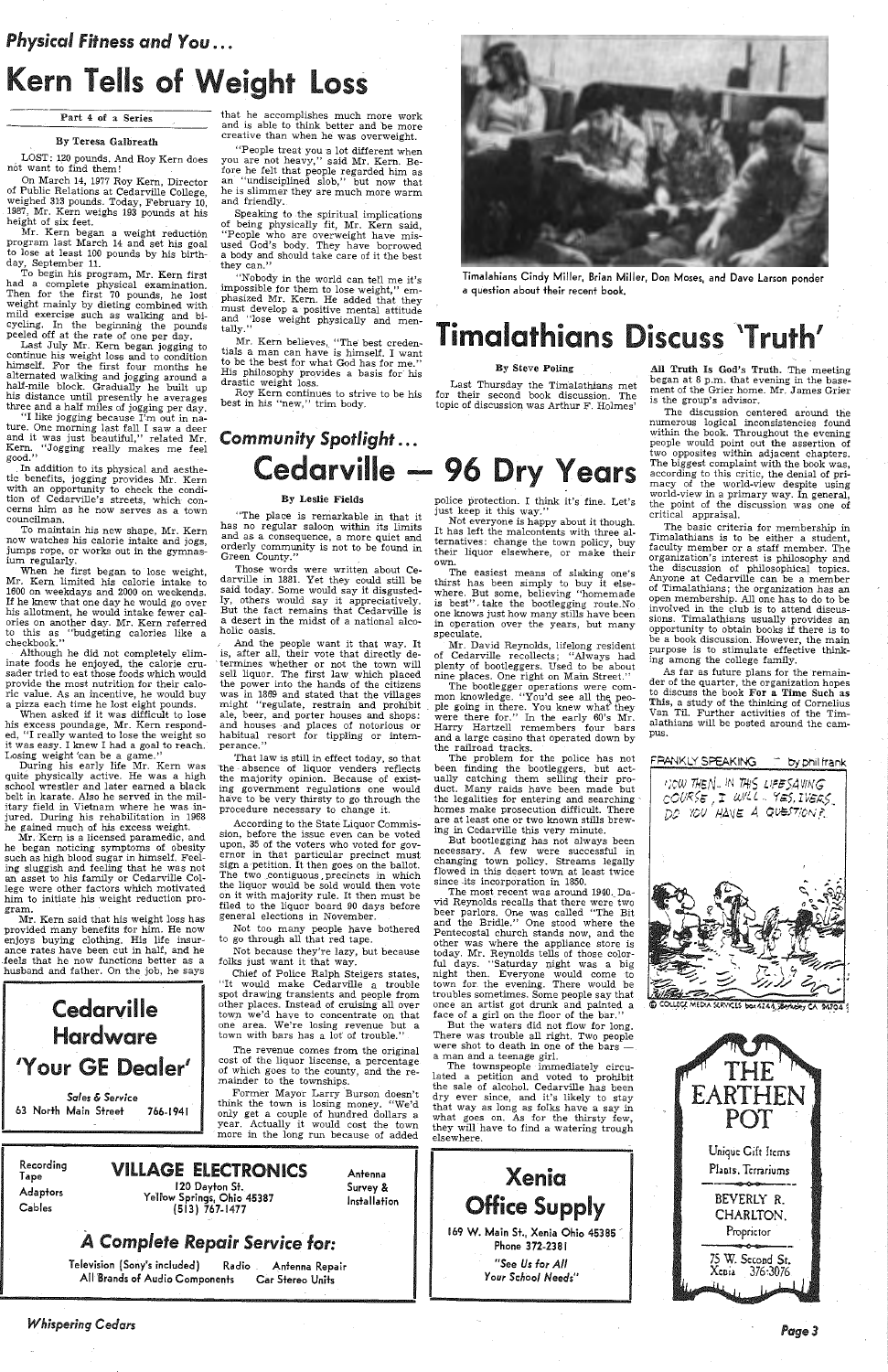*Physical Fitness and You...*

# Kern Tells of Weight Loss

Part 4 of a Series

By Teresa Galbreath

LOST: 120 pounds. And Roy Kern does not want to find them!

On March 14, 1977 Roy Kern, Director of Public Relations at Cedarville College, weighed 313 pounds. Today, February 10, 1987, Mr. Kern weighs 193 pounds at his height of six feet.

Mr. Kern began a weight reduction program last March 14 and set his goal to lose at least 100 pounds by his birthday, September 11.

To begin his program, Mr. Kern first had a complete physical examination. Then for the first 70 pounds, he lost weight mainly by dieting combined with mild exercise such as walking and bicycling. In the beginning the pounds peeled off at the rate of one per day.

Last July Mr. Kern began jogging to continue his weight loss and to condition himself. For the first four months he alternated walking and jogging around a half-mile block. Gradually he built up his distance until presently he averages three and a half miles of jogging per day.

"I like jogging because I'm out in nature. One morning last fall I saw a deer and it was just beautiful," related Mr. Kern. "Jogging really makes me feel good."

In addition to its physical and aesthetic benefits, jogging provides Mr. Kern with an opportunity to check the condition of Cedarville's streets, which concerns him as he now serves as a town councilman.

To maintain his new shape, Mr. Kern now watches his calorie intake and jogs, jumps rope, or works out in the gymnasium regularly.

When he first began to lose weight, Mr. Kern limited his calorie intake to 1600 on weekdays and 2000 on weekends. If he knew that one day he would go over his allotment, he would intake fewer calories on another day. Mr. Kern referred to this as "budgeting calories like a checkbook."

Although he did not completely eliminate foods he enjoyed, the calorie crusader tried to eat those foods which would provide the most nutrition for their caloric value. As an incentive, he would buy a pizza each time he lost eight pounds.

When asked if it was difficult to lose his excess poundage, Mr. Kern responded, "I really wanted to lose the weight so it was easy. I knew I had a goal to reach. Losing weight can be a game."

During his early life Mr. Kern was quite physically active. He was a high school wrestler and later earned a black belt in karate. Also he served in the military field in Vietnam where he was injured. During his rehabilitation in 1968 he gained much of his excess weight.

Mr. Kern is a licensed paramedic, and he began noticing symptoms of obesity such as high blood sugar in himself. Feeling sluggish and feeling that he was not an asset to his family or Cedarville College were other factors which motivated him to initiate his weight reduction program.

Mr. Kern said that his weight loss has provided many benefits for him. He now enjoys buying clothing. His life insurance rates have been cut in half, and he feels that he now functions better as a husband and father. On the job, he says that he accomplishes much more work and is able to think better and be more creative than when he was overweight.

"People treat you a lot different when you are not heavy," said Mr. Kern. Before he felt that people regarded him as an "undisciplined slob," but now that he is slimmer they are much more warm and friendly.

Speaking to the spiritual implications of being physically fit, Mr. Kern said, "People who are overweight have misused God's body. They have borrowed a body and should take care of it the best they can."

"Nobody in the world can tell me it's impossible for them to lose weight," emphasized Mr. Kern. He added that they must develop a positive mental attitude and "lose weight physically and mentally."

Mr. Kern believes, "The best credentials a man can have is himself. I want to be the best for what God has for me." His philosophy provides a basis for his drastic weight loss.

Roy Kern continues to strive to be his best in his "new," trim body.

**Cedarville Hardware**
**'Your GE Dealer'**
Sales & Service
63 North Main Street 766-1941

Timalathians Cindy Miller, Brian Miller, Don Moses, and Dave Larson ponder a question about their recent book.

# Timalathians Discuss 'Truth'

By Steve Poling

Last Thursday the Timalathians met for their second book discussion. The topic of discussion was Arthur F. Holmes' **All Truth Is God's Truth.** The meeting began at 8 p.m. that evening in the basement of the Grier home. Mr. James Grier is the group's advisor.

The discussion centered around the numerous logical inconsistencies found within the book. Throughout the evening people would point out the assertion of two opposites within adjacent chapters. The biggest complaint with the book was, according to this critic, the denial of primacy of the world-view despite using world-view in a primary way. In general, the point of the discussion was one of critical appraisal.

The basic criteria for membership in Timalathians is to be either a student, faculty member or a staff member. The organization's interest is philosophy and the discussion of philosophical topics. Anyone at Cedarville can be a member of Timalathians; the organization has an open membership. All one has to do to be involved in the club is to attend discussions. Timalathians usually provides an opportunity to obtain books if there is to be a book discussion. However, the main purpose is to stimulate effective thinking among the college family.

As far as future plans for the remainder of the quarter, the organization hopes to discuss the book **For a Time Such as This**, a study of the thinking of Cornelius Van Til. Further activities of the Timalathians will be posted around the campus.

*Community Spotlight...*

# Cedarville — 96 Dry Years

By Leslie Fields

"The place is remarkable in that it has no regular saloon within its limits and as a consequence, a more quiet and orderly community is not to be found in Green County."

Those words were written about Cedarville in 1881. Yet they could still be said today. Some would say it disgustedly, others would say it appreciatively. But the fact remains that Cedarville is a desert in the midst of a national alcoholic oasis.

And the people want it that way. It is, after all, their vote that directly determines whether or not the town will sell liquor. The first law which placed the power into the hands of the citizens was in 1869 and stated that the villages might "regulate, restrain and prohibit ale, beer, and porter houses and shops; and houses and places of notorious or habitual resort for tippling or intemperance."

That law is still in effect today, so that the absence of liquor vendors reflects the majority opinion. Because of existing government regulations one would have to be very thirsty to go through the procedure necessary to change it.

According to the State Liquor Commission, before the issue even can be voted upon, 35 of the voters who voted for governor in that particular precinct must sign a petition. It then goes on the ballot. The two contiguous precincts in which the liquor would be sold would then vote on it with majority rule. It then must be filed to the liquor board 90 days before general elections in November.

Not too many people have bothered to go through all that red tape.

Not because they're lazy, but because folks just want it that way.

Chief of Police Ralph Steigers states, "It would make Cedarville a trouble spot drawing transients and people from other places. Instead of cruising all over town we'd have to concentrate on that one area. We're losing revenue but a town with bars has a lot of trouble."

The revenue comes from the original cost of the liquor license, a percentage of which goes to the county, and the remainder to the townships.

Former Mayor Larry Burson doesn't think the town is losing money. "We'd only get a couple of hundred dollars a year. Actually it would cost the town more in the long run because of added police protection. I think it's fine. Let's just keep it this way."

Not everyone is happy about it though. It has left the malcontents with three alternatives: change the town policy, buy their liquor elsewhere, or make their own.

The easiest means of slaking one's thirst has been simply to buy it elsewhere. But some, believing "homemade is best", take the bootlegging route. No one knows just how many stills have been in operation over the years, but many speculate.

Mr. David Reynolds, lifelong resident of Cedarville recollects; "Always had plenty of bootleggers. Used to be about nine places. One right on Main Street."

The bootlegger operations were common knowledge. "You'd see all the people going in there. You knew what they were there for." In the early 60's Mr. Harry Hartzell remembers four bars and a large casino that operated down by the railroad tracks.

The problem for the police has not been finding the bootleggers, but actually catching them selling their product. Many raids have been made but the legalities for entering and searching homes make prosecution difficult. There are at least one or two known stills brewing in Cedarville this very minute.

But bootlegging has not always been necessary. A few were successful in changing town policy. Streams legally flowed in this desert town at least twice since its incorporation in 1850.

The most recent was around 1940. David Reynolds recalls that there were two beer parlors. One was called "The Bit and the Bridle." One stood where the Pentecostal church stands now, and the other was where the appliance store is today. Mr. Reynolds tells of those colorful days. "Saturday night was a big night then. Everyone would come to town for the evening. There would be troubles sometimes. Some people say that once an artist got drunk and painted a face of a girl on the floor of the bar."

But the waters did not flow for long. There was trouble all right. Two people were shot to death in one of the bars — a man and a teenage girl.

The townspeople immediately circulated a petition and voted to prohibit the sale of alcohol. Cedarville has been dry ever since, and it's likely to stay that way as long as folks have a say in what goes on. As for the thirsty few, they will have to find a watering trough elsewhere.

FRANKLY SPEAKING — by phil frank

NOW THEN.. IN THIS LIFESAVING COURSE, I WILL.. YES, IVERS. DO YOU HAVE A QUESTION?

© COLLEGE MEDIA SERVICES box 4244 Berkeley CA 94704

**THE EARTHEN POT**
Unique Gift Items
Plants, Terrariums
BEVERLY R. CHARLTON, Proprietor
75 W. Second St. Xenia 376-3076

**VILLAGE ELECTRONICS**
Recording Tape · Adaptors · Cables
120 Dayton St.
Yellow Springs, Ohio 45387
(513) 767-1477
Antenna Survey & Installation

*A Complete Repair Service for:*
Television (Sony's included) · Radio · Antenna Repair
All Brands of Audio Components · Car Stereo Units

**Xenia Office Supply**
169 W. Main St., Xenia Ohio 45385
Phone 372-2381
*"See Us for All Your School Needs"*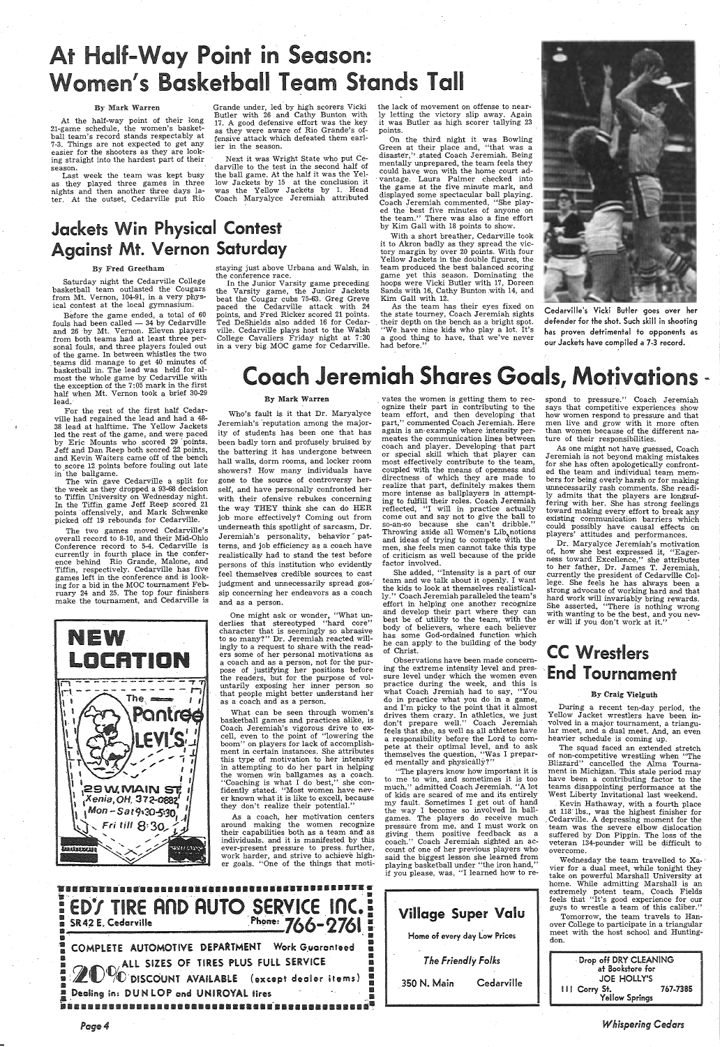# At Half-Way Point in Season: Women's Basketball Team Stands Tall

By Mark Warren

At the half-way point of their long 21-game schedule, the women's basketball team's record stands respectably at 7-3. Things are not expected to get any easier for the shooters as they are looking straight into the hardest part of their season.

Last week the team was kept busy as they played three games in three nights and then another three days later. At the outset, Cedarville put Rio Grande under, led by high scorers Vicki Butler with 26 and Cathy Bunton with 17. A good defensive effort was the key as they were aware of Rio Grande's offensive attack which defeated them earlier in the season.

Next it was Wright State who put Cedarville to the test in the second half of the ball game. At the half it was the Yellow Jackets by 15 at the conclusion it was the Yellow Jackets by 1. Head Coach Maryalyce Jeremiah attributed the lack of movement on offense to nearly letting the victory slip away. Again it was Butler as high scorer tallying 23 points.

On the third night it was Bowling Green at their place and, "that was a disaster," stated Coach Jeremiah. Being mentally unprepared, the team feels they could have won with the home court advantage. Laura Palmer checked into the game at the five minute mark, and displayed some spectacular ball playing. Coach Jeremiah commented, "She played the best five minutes of anyone on the team." There was also a fine effort by Kim Gall with 18 points to show.

With a short breather, Cedarville took it to Akron badly as they spread the victory margin by over 20 points. With four Yellow Jackets in the double figures, the team produced the best balanced scoring game yet this season. Dominating the hoops were Vicki Butler with 17, Doreen Sands with 16, Cathy Bunton with 14, and Kim Gall with 12.

As the team has their eyes fixed on the state tourney, Coach Jeremiah sights their depth on the bench as a bright spot. "We have nine kids who play a lot. It's a good thing to have, that we've never had before."

Cedarville's Vicki Butler goes over her defender for the shot. Such skill in shooting has proven detrimental to opponents as our Jackets have compiled a 7-3 record.

# Jackets Win Physical Contest Against Mt. Vernon Saturday

By Fred Greetham

Saturday night the Cedarville College basketball team outlasted the Cougars from Mt. Vernon, 104-91, in a very physical contest at the local gymnasium.

Before the game ended, a total of 60 fouls had been called — 34 by Cedarville and 26 by Mt. Vernon. Eleven players from both teams had at least three personal fouls, and three players fouled out of the game. In between whistles the two teams did manage to get 40 minutes of basketball in. The lead was held for almost the whole game by Cedarville with the exception of the 7:05 mark in the first half when Mt. Vernon took a brief 30-29 lead.

For the rest of the first half Cedarville had regained the lead and had a 48-38 lead at halftime. The Yellow Jackets led the rest of the game, and were paced by Eric Mounts who scored 29 points. Jeff and Dan Reep both scored 22 points, and Kevin Walters came off of the bench to score 12 points before fouling out late in the ballgame.

The win gave Cedarville a split for the week as they dropped a 93-68 decision to Tiffin University on Wednesday night. In the Tiffin game Jeff Reep scored 21 points offensively, and Mark Schwenke picked off 19 rebounds for Cedarville.

The two games moved Cedarville's overall record to 8-10, and their Mid-Ohio Conference record to 5-4. Cedarville is currently in fourth place in the conference behind Rio Grande, Malone, and Tiffin, respectively. Cedarville has five games left in the conference and is looking for a bid in the MOC tournament February 24 and 25. The top four finishers make the tournament, and Cedarville is staying just above Urbana and Walsh, in the conference race.

In the Junior Varsity game preceding the Varsity game, the Junior Jackets beat the Cougar cubs 75-63. Greg Greve paced the Cedarville attack with 24 points, and Fred Ricker scored 21 points. Ted DeShields also added 16 for Cedarville. Cedarville plays host to the Walsh College Cavaliers Friday night at 7:30 in a very big MOC game for Cedarville.

# Coach Jeremiah Shares Goals, Motivations

By Mark Warren

Who's fault is it that Dr. Maryalyce Jeremiah's reputation among the majority of students has been one that has been badly torn and profusely bruised by the battering it has undergone between hall walls, dorm rooms, and locker room showers? How many individuals have gone to the source of controversy herself, and have personally confronted her with their ofensive rebukes concerning the way THEY think she can do HER job more effectively? Coming out from underneath this spotlight of sarcasm, Dr. Jeremiah's personality, behavior patterns, and job efficiency as a coach have realistically had to stand the test before persons of this institution who evidently feel themselves credible sources to cast judgment and unnecessarily spread gossip concerning her endeavors as a coach and as a person.

One might ask or wonder, "What underlies that stereotyped "hard core" character that is seemingly so abrasive to so many?" Dr. Jeremiah reacted willingly to a request to share with the readers some of her personal motivations as a coach and as a person, not for the purpose of justifying her positions before the readers, but for the purpose of voluntarily exposing her inner person so that people might better understand her as a coach and as a person.

What can be seen through women's basketball games and practices alike, is Coach Jeremiah's vigorous drive to excell, even to the point of "lowering the boom" on players for lack of accomplishment in certain instances. She attributes this type of motivation to her intensity in attempting to do her part in helping the women win ballgames as a coach. "Coaching is what I do best," she confidently stated. "Most women have never known what it is like to excell, because they don't realize their potential."

As a coach, her motivation centers around making the women recognize their capabilities both as a team and as individuals, and it is manifested by this ever-present pressure to press further, work harder, and strive to achieve higher goals. "One of the things that motivates the women is getting them to recognize their part in contributing to the team effort, and then developing that part," commented Coach Jeremiah. Here again is an example where intensity permeates the communication lines between coach and player. Developing that part or special skill which that player can most effectively contribute to the team, coupled with the means of openness and directness of which they are made to realize that part, definitely makes them more intense as ballplayers in attempting to fulfill their roles. Coach Jeremiah reflected, "I will in practice actually come out and say not to give the ball to so-an-so because she can't dribble." Throwing aside all Women's Lib notions and ideas of trying to compete with the men, she feels men cannot take this type of criticism as well because of the pride factor involved.

She added, "Intensity is a part of our team and we talk about it openly. I want the kids to look at themselves realistically." Coach Jeremiah paralleled the team's effort in helping one another recognize and develop their part where they can best be of utility to the team, with the body of believers, where each believer has some God-ordained function which he can apply to the building of the body of Christ.

Observations have been made concerning the extreme intensity level and pressure level under which the women even practice during the week, and this is what Coach Jeremiah had to say, "You do in practice what you do in a game, and I'm picky to the point that it almost drives them crazy. In athletics, we just don't prepare well." Coach Jeremiah feels that she, as well as all athletes have a responsibility before the Lord to compete at their optimal level, and to ask themselves the question, "Was I prepared mentally and physically?"

"The players know how important it is to me to win, and sometimes it is too much," admitted Coach Jeremiah. "A lot of kids are scared of me and its entirely my fault. Sometimes I get out of hand the way I become so involved in ballgames. The players do receive much pressure from me, and I must work on giving them positive feedback as a coach." Coach Jeremiah sighted an account of one of her previous players who said the biggest lesson she learned from playing basketball under "the iron hand," if you please, was, "I learned how to respond to pressure." Coach Jeremiah says that competitive experiences show how women respond to pressure and that men live and grow with it more often than women because of the different nature of their responsibilities.

As one might not have guessed, Coach Jeremiah is not beyond making mistakes for she has often apologetically confronted the team and individual team members for being overly harsh or for making unnecessarily rash comments. She readily admits that the players are longsuffering with her. She has strong feelings toward making every effort to break any existing communication barriers which could possibly have causal effects on players' attitudes and performances.

Dr. Maryalyce Jeremiah's motivation of, how she best expressed it, "Eagerness toward Excellence," she attributes to her father, Dr. James T. Jeremiah, currently the president of Cedarville College. She feels he has always been a strong advocate of working hard and that hard work will invariably bring rewards. She asserted, "There is nothing wrong with wanting to be the best, and you never will if you don't work at it."

# CC Wrestlers End Tournament

By Craig Vielguth

During a recent ten-day period, the Yellow Jacket wrestlers have been involved in a major tournament, a triangular meet, and a dual meet. And, an even heavier schedule is coming up.

The squad faced an extended stretch of non-competitive wrestling when "The Blizzard" cancelled the Alma Tournament in Michigan. This stale period may have been a contributing factor to the teams disappointing performance at the West Liberty Invitational last weekend.

Kevin Hathaway, with a fourth place at 118 lbs., was the highest finisher for Cedarville. A depressing moment for the team was the severe elbow dislocation suffered by Don Pippin. The loss of the veteran 134-pounder will be difficult to overcome.

Wednesday the team travelled to Xavier for a dual meet, while tonight they take on powerful Marshall University at home. While admitting Marshall is an extremely potent team, Coach Fields feels that "It's good experience for our guys to wrestle a team of this caliber."

Tomorrow, the team travels to Hanover College to participate in a triangular meet with the host school and Huntingdon.

---

**NEW LOCATION**

The Pantree LEVI'S
29 W. MAIN ST.
Xenia, OH. 372-0682
Mon - Sat 9:30-5:30
Fri till 8:30

---

**ED'S TIRE AND AUTO SERVICE INC.**
SR 42 E. Cedarville — Phone: 766-2761
COMPLETE AUTOMOTIVE DEPARTMENT — Work Guaranteed
ALL SIZES OF TIRES PLUS FULL SERVICE
20% DISCOUNT AVAILABLE (except dealer items)
Dealing in: DUNLOP and UNIROYAL tires

---

**Village Super Valu**
Home of every day Low Prices
*The Friendly Folks*
350 N. Main — Cedarville

---

Drop off DRY CLEANING at Bookstore for
JOE HOLLY'S
111 Corry St. — 767-7385
Yellow Springs